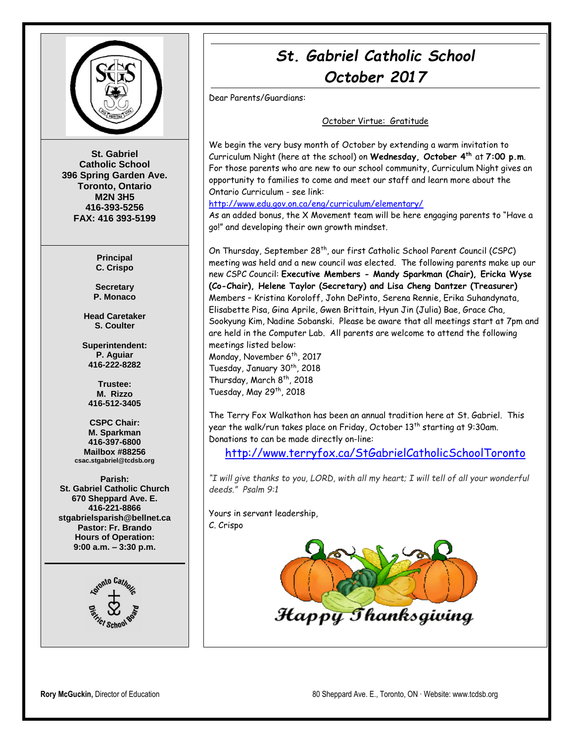St. Gabriel
Catholic School
396 Spring Garden Ave.
Toronto, Ontario
M2N 3H5
416-393-5256
FAX: 416 393-5199

**Principal**
C. Crispo

**Secretary**
P. Monaco

**Head Caretaker**
S. Coulter

**Superintendent:**
P. Aguiar
416-222-8282

**Trustee:**
M. Rizzo
416-512-3405

**CSPC Chair:**
M. Sparkman
416-397-6800
Mailbox #88256
csac.stgabriel@tcdsb.org

**Parish:**
St. Gabriel Catholic Church
670 Sheppard Ave. E.
416-221-8866
stgabrielsparish@bellnet.ca
Pastor: Fr. Brando
Hours of Operation:
9:00 a.m. – 3:30 p.m.

# St. Gabriel Catholic School
# October 2017

Dear Parents/Guardians:

October Virtue: Gratitude

We begin the very busy month of October by extending a warm invitation to Curriculum Night (here at the school) on **Wednesday, October 4th** at **7:00 p.m**. For those parents who are new to our school community, Curriculum Night gives an opportunity to families to come and meet our staff and learn more about the Ontario Curriculum - see link:
http://www.edu.gov.on.ca/eng/curriculum/elementary/
As an added bonus, the X Movement team will be here engaging parents to "Have a go!" and developing their own growth mindset.

On Thursday, September 28th, our first Catholic School Parent Council (CSPC) meeting was held and a new council was elected. The following parents make up our new CSPC Council: **Executive Members - Mandy Sparkman (Chair), Ericka Wyse (Co-Chair), Helene Taylor (Secretary) and Lisa Cheng Dantzer (Treasurer)** Members – Kristina Koroloff, John DePinto, Serena Rennie, Erika Suhandynata, Elisabette Pisa, Gina Aprile, Gwen Brittain, Hyun Jin (Julia) Bae, Grace Cha, Sookyung Kim, Nadine Sobanski. Please be aware that all meetings start at 7pm and are held in the Computer Lab. All parents are welcome to attend the following meetings listed below:
Monday, November 6th, 2017
Tuesday, January 30th, 2018
Thursday, March 8th, 2018
Tuesday, May 29th, 2018

The Terry Fox Walkathon has been an annual tradition here at St. Gabriel. This year the walk/run takes place on Friday, October 13th starting at 9:30am. Donations to can be made directly on-line:
http://www.terryfox.ca/StGabrielCatholicSchoolToronto

*"I will give thanks to you, LORD, with all my heart; I will tell of all your wonderful deeds." Psalm 9:1*

Yours in servant leadership,
C. Crispo

Happy Thanksgiving

**Rory McGuckin,** Director of Education

80 Sheppard Ave. E., Toronto, ON · Website: www.tcdsb.org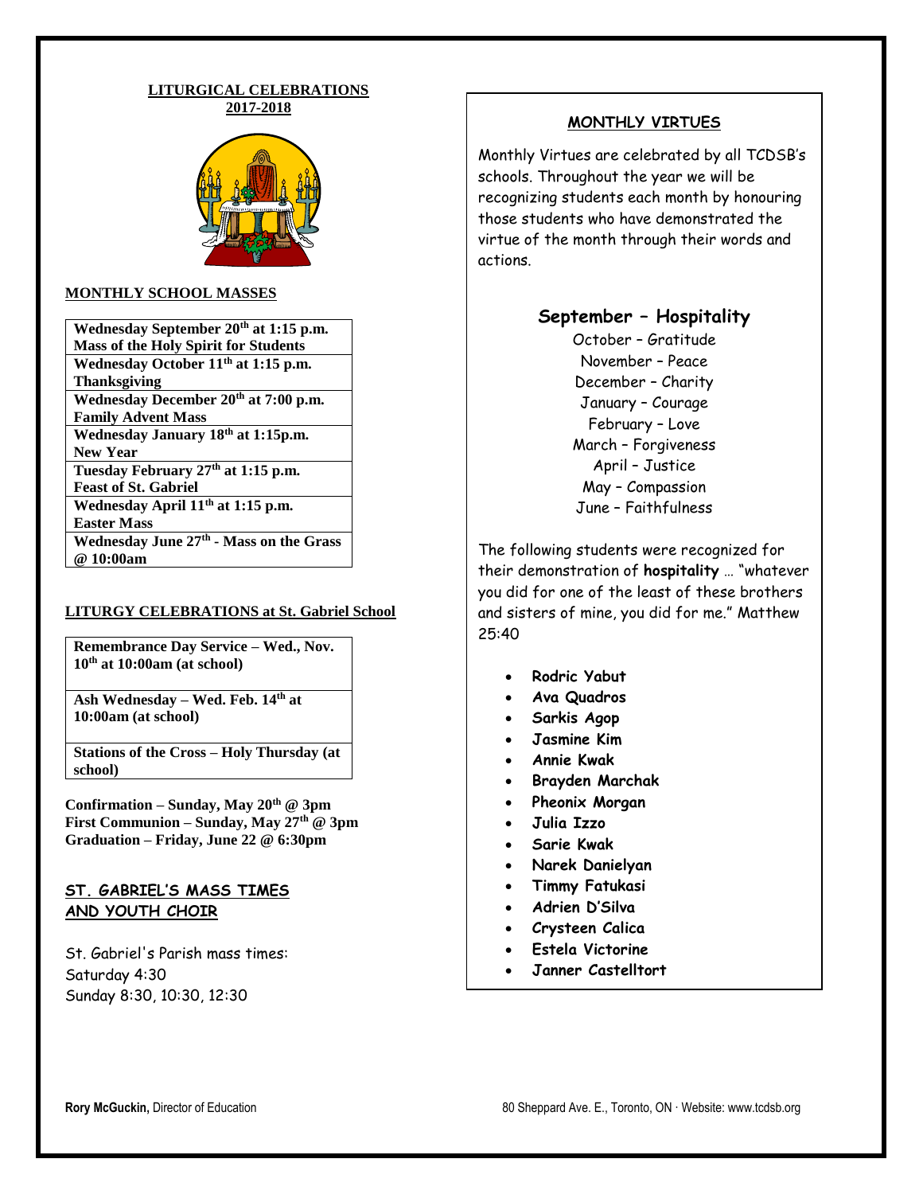## LITURGICAL CELEBRATIONS 2017-2018

### MONTHLY SCHOOL MASSES

| |
|---|
| **Wednesday September 20th at 1:15 p.m. Mass of the Holy Spirit for Students** |
| **Wednesday October 11th at 1:15 p.m. Thanksgiving** |
| **Wednesday December 20th at 7:00 p.m. Family Advent Mass** |
| **Wednesday January 18th at 1:15p.m. New Year** |
| **Tuesday February 27th at 1:15 p.m. Feast of St. Gabriel** |
| **Wednesday April 11th at 1:15 p.m. Easter Mass** |
| **Wednesday June 27th - Mass on the Grass @ 10:00am** |

### LITURGY CELEBRATIONS at St. Gabriel School

| |
|---|
| **Remembrance Day Service – Wed., Nov. 10th at 10:00am (at school)** |
| **Ash Wednesday – Wed. Feb. 14th at 10:00am (at school)** |
| **Stations of the Cross – Holy Thursday (at school)** |

**Confirmation – Sunday, May 20th @ 3pm**
**First Communion – Sunday, May 27th @ 3pm**
**Graduation – Friday, June 22 @ 6:30pm**

### ST. GABRIEL'S MASS TIMES AND YOUTH CHOIR

St. Gabriel's Parish mass times:
Saturday 4:30
Sunday 8:30, 10:30, 12:30

### MONTHLY VIRTUES

Monthly Virtues are celebrated by all TCDSB's schools. Throughout the year we will be recognizing students each month by honouring those students who have demonstrated the virtue of the month through their words and actions.

**September – Hospitality**
October – Gratitude
November – Peace
December – Charity
January – Courage
February – Love
March – Forgiveness
April – Justice
May – Compassion
June – Faithfulness

The following students were recognized for their demonstration of **hospitality** … "whatever you did for one of the least of these brothers and sisters of mine, you did for me." Matthew 25:40

- **Rodric Yabut**
- **Ava Quadros**
- **Sarkis Agop**
- **Jasmine Kim**
- **Annie Kwak**
- **Brayden Marchak**
- **Pheonix Morgan**
- **Julia Izzo**
- **Sarie Kwak**
- **Narek Danielyan**
- **Timmy Fatukasi**
- **Adrien D'Silva**
- **Crysteen Calica**
- **Estela Victorine**
- **Janner Castelltort**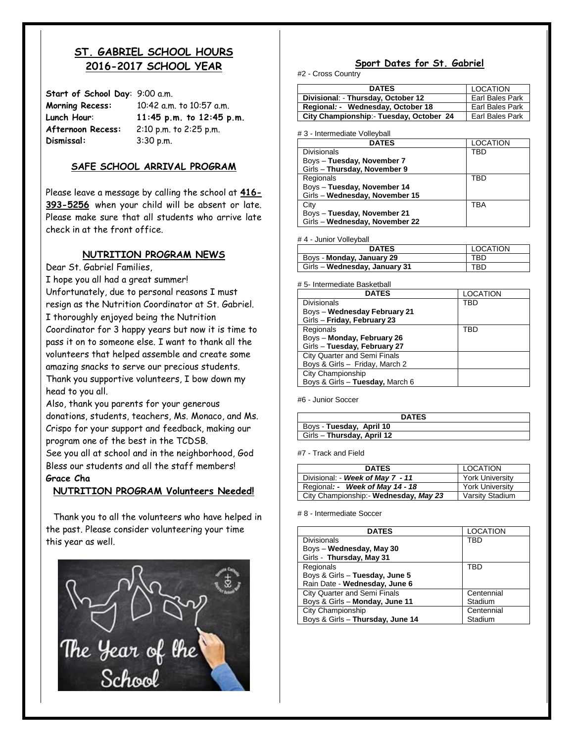## ST. GABRIEL SCHOOL HOURS 2016-2017 SCHOOL YEAR

**Start of School Day**: 9:00 a.m.
**Morning Recess:** 10:42 a.m. to 10:57 a.m.
**Lunch Hour**: **11:45 p.m. to 12:45 p.m.**
**Afternoon Recess:** 2:10 p.m. to 2:25 p.m.
**Dismissal:** 3:30 p.m.

### SAFE SCHOOL ARRIVAL PROGRAM

Please leave a message by calling the school at **416-393-5256** when your child will be absent or late. Please make sure that all students who arrive late check in at the front office.

### NUTRITION PROGRAM NEWS

Dear St. Gabriel Families,
I hope you all had a great summer!
Unfortunately, due to personal reasons I must resign as the Nutrition Coordinator at St. Gabriel. I thoroughly enjoyed being the Nutrition Coordinator for 3 happy years but now it is time to pass it on to someone else. I want to thank all the volunteers that helped assemble and create some amazing snacks to serve our precious students. Thank you supportive volunteers, I bow down my head to you all.
Also, thank you parents for your generous donations, students, teachers, Ms. Monaco, and Ms. Crispo for your support and feedback, making our program one of the best in the TCDSB.
See you all at school and in the neighborhood, God Bless our students and all the staff members!
**Grace Cha**

### NUTRITION PROGRAM Volunteers Needed!

Thank you to all the volunteers who have helped in the past. Please consider volunteering your time this year as well.

## Sport Dates for St. Gabriel

#2 - Cross Country

| DATES | LOCATION |
|---|---|
| **Divisional**: - **Thursday, October 12** | Earl Bales Park |
| **Regional: - Wednesday, October 18** | Earl Bales Park |
| **City Championship**:- **Tuesday, October 24** | Earl Bales Park |

# 3 - Intermediate Volleyball

| DATES | LOCATION |
|---|---|
| Divisionals<br>Boys – **Tuesday, November 7**<br>Girls – **Thursday, November 9** | TBD |
| Regionals<br>Boys – **Tuesday, November 14**<br>Girls – **Wednesday, November 15** | TBD |
| City<br>Boys – **Tuesday, November 21**<br>Girls – **Wednesday, November 22** | TBA |

# 4 - Junior Volleyball

| DATES | LOCATION |
|---|---|
| Boys - **Monday, January 29** | TBD |
| Girls – **Wednesday, January 31** | TBD |

# 5- Intermediate Basketball

| DATES | LOCATION |
|---|---|
| Divisionals<br>Boys – **Wednesday February 21**<br>Girls – **Friday, February 23** | TBD |
| Regionals<br>Boys – **Monday, February 26**<br>Girls – **Tuesday, February 27** | TBD |
| City Quarter and Semi Finals<br>Boys & Girls – Friday, March 2 | |
| City Championship<br>Boys & Girls – **Tuesday,** March 6 | |

#6 - Junior Soccer

| DATES |
|---|
| Boys - **Tuesday, April 10** |
| Girls – **Thursday, April 12** |

#7 - Track and Field

| DATES | LOCATION |
|---|---|
| Divisional: - ***Week of May 7 - 11*** | York University |
| Regional***: - Week of May 14 - 18*** | York University |
| City Championship:- **Wednesday, *May 23*** | Varsity Stadium |

# 8 - Intermediate Soccer

| DATES | LOCATION |
|---|---|
| Divisionals<br>Boys – **Wednesday, May 30**<br>Girls - **Thursday, May 31** | TBD |
| Regionals<br>Boys & Girls – **Tuesday, June 5**<br>Rain Date - **Wednesday, June 6** | TBD |
| City Quarter and Semi Finals<br>Boys & Girls – **Monday, June 11** | Centennial Stadium |
| City Championship<br>Boys & Girls – **Thursday, June 14** | Centennial Stadium |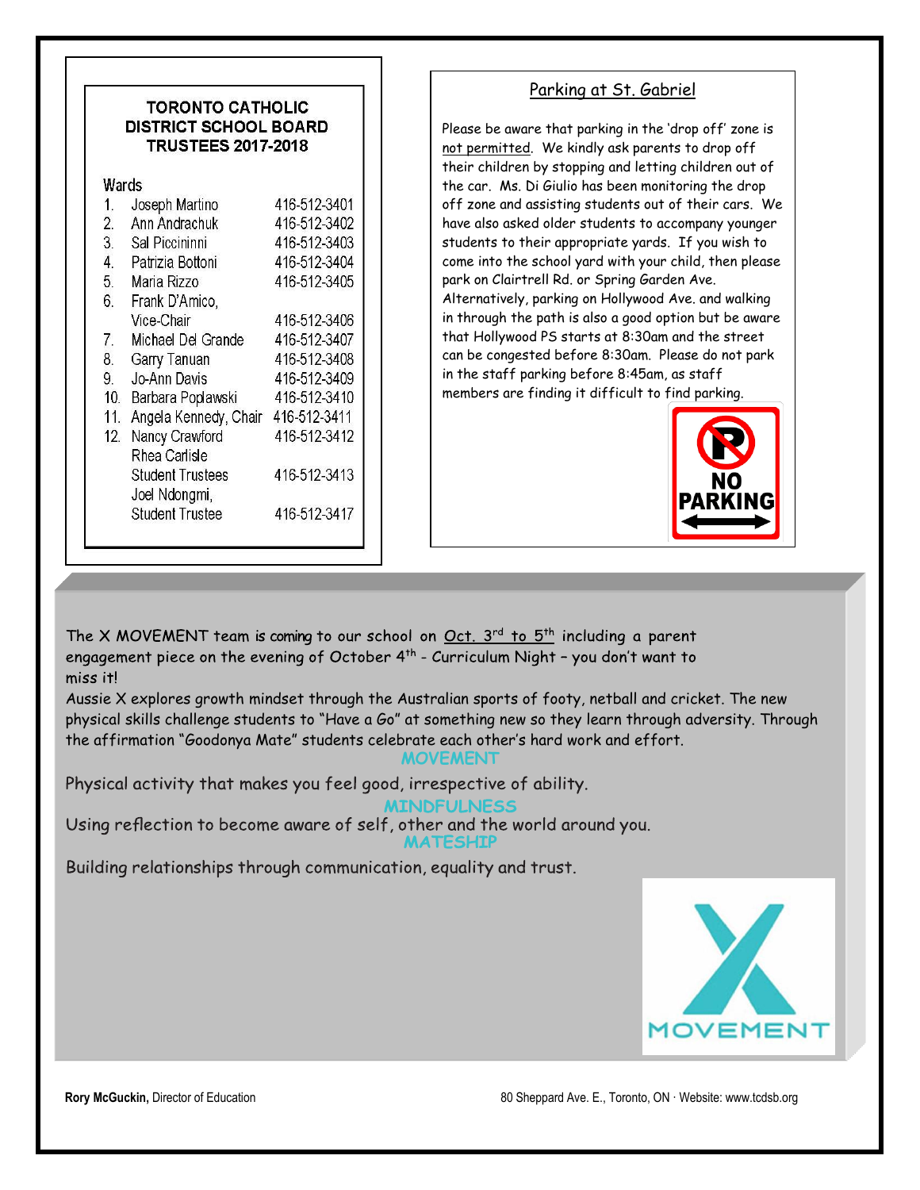## TORONTO CATHOLIC DISTRICT SCHOOL BOARD TRUSTEES 2017-2018

| Wards | | |
|---|---|---|
| 1. | Joseph Martino | 416-512-3401 |
| 2. | Ann Andrachuk | 416-512-3402 |
| 3. | Sal Piccininni | 416-512-3403 |
| 4. | Patrizia Bottoni | 416-512-3404 |
| 5. | Maria Rizzo | 416-512-3405 |
| 6. | Frank D'Amico, Vice-Chair | 416-512-3406 |
| 7. | Michael Del Grande | 416-512-3407 |
| 8. | Garry Tanuan | 416-512-3408 |
| 9. | Jo-Ann Davis | 416-512-3409 |
| 10. | Barbara Poplawski | 416-512-3410 |
| 11. | Angela Kennedy, Chair | 416-512-3411 |
| 12. | Nancy Crawford | 416-512-3412 |
| | Rhea Carlisle Student Trustees | 416-512-3413 |
| | Joel Ndongmi, Student Trustee | 416-512-3417 |

## Parking at St. Gabriel

Please be aware that parking in the 'drop off' zone is not permitted. We kindly ask parents to drop off their children by stopping and letting children out of the car. Ms. Di Giulio has been monitoring the drop off zone and assisting students out of their cars. We have also asked older students to accompany younger students to their appropriate yards. If you wish to come into the school yard with your child, then please park on Clairtrell Rd. or Spring Garden Ave. Alternatively, parking on Hollywood Ave. and walking in through the path is also a good option but be aware that Hollywood PS starts at 8:30am and the street can be congested before 8:30am. Please do not park in the staff parking before 8:45am, as staff members are finding it difficult to find parking.

NO PARKING

The X MOVEMENT team is coming to our school on Oct. 3rd to 5th including a parent engagement piece on the evening of October 4th - Curriculum Night – you don't want to miss it!

Aussie X explores growth mindset through the Australian sports of footy, netball and cricket. The new physical skills challenge students to "Have a Go" at something new so they learn through adversity. Through the affirmation "Goodonya Mate" students celebrate each other's hard work and effort.

**MOVEMENT**

Physical activity that makes you feel good, irrespective of ability.

**MINDFULNESS**

Using reflection to become aware of self, other and the world around you.

**MATESHIP**

Building relationships through communication, equality and trust.

X MOVEMENT

**Rory McGuckin,** Director of Education

80 Sheppard Ave. E., Toronto, ON · Website: www.tcdsb.org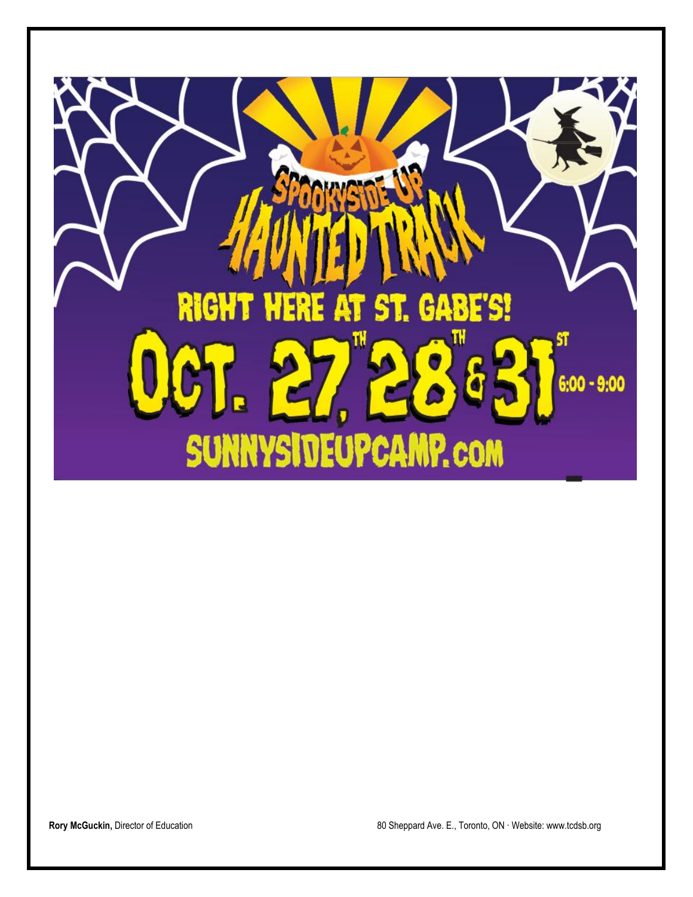SPOOKYSIDE UP

HAUNTED TRACK

RIGHT HERE AT ST. GABE'S!

OCT. 27TH, 28TH & 31ST 6:00 - 9:00

SUNNYSIDEUPCAMP.COM

**Rory McGuckin,** Director of Education

80 Sheppard Ave. E., Toronto, ON · Website: www.tcdsb.org